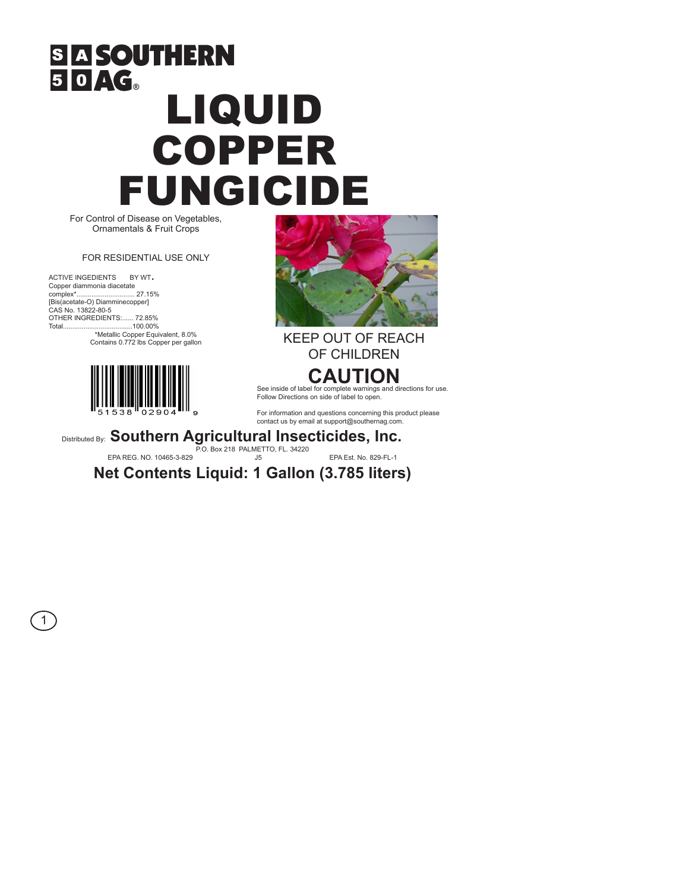SOUTHERN AG®

# LIQUID COPPER FUNGICIDE

For Control of Disease on Vegetables, Ornamentals & Fruit Crops

FOR RESIDENTIAL USE ONLY

| ACTIVE INGEDIENTS | BY WT. |
| --- | --- |
| Copper diammonia diacetate complex* | 27.15% |
| [Bis(acetate-O) Diamminecopper] | |
| CAS No. 13822-80-5 | |
| OTHER INGREDIENTS: | 72.85% |
| Total | 100.00% |

*Metallic Copper Equivalent, 8.0%
Contains 0.772 lbs Copper per gallon

51538 02904 9

KEEP OUT OF REACH OF CHILDREN

## CAUTION

See inside of label for complete warnings and directions for use.
Follow Directions on side of label to open.

For information and questions concerning this product please contact us by email at support@southernag.com.

Distributed By: **Southern Agricultural Insecticides, Inc.**
P.O. Box 218 PALMETTO, FL. 34220

EPA REG. NO. 10465-3-829 J5 EPA Est. No. 829-FL-1

**Net Contents Liquid: 1 Gallon (3.785 liters)**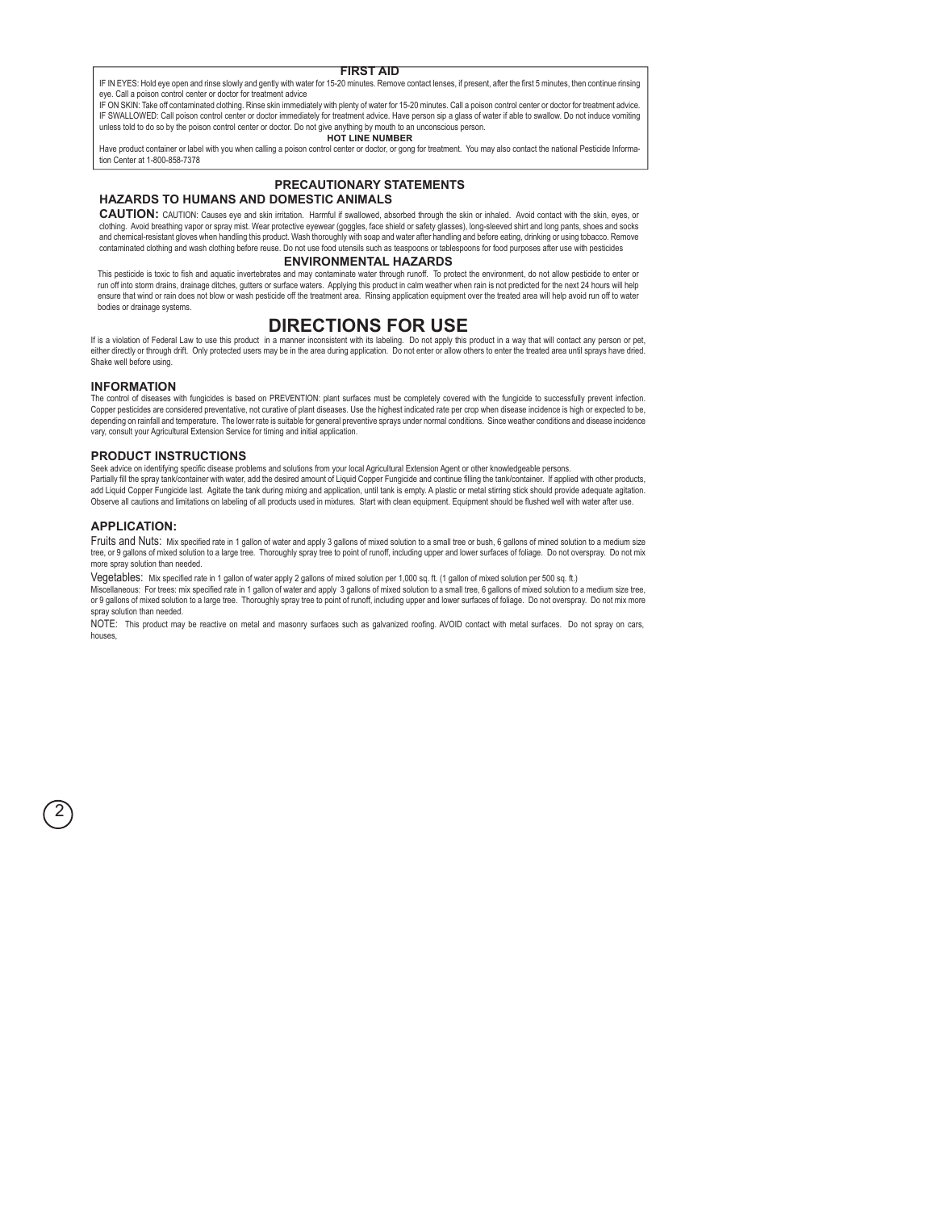## FIRST AID

IF IN EYES: Hold eye open and rinse slowly and gently with water for 15-20 minutes. Remove contact lenses, if present, after the first 5 minutes, then continue rinsing eye. Call a poison control center or doctor for treatment advice

IF ON SKIN: Take off contaminated clothing. Rinse skin immediately with plenty of water for 15-20 minutes. Call a poison control center or doctor for treatment advice.

IF SWALLOWED: Call poison control center or doctor immediately for treatment advice. Have person sip a glass of water if able to swallow. Do not induce vomiting unless told to do so by the poison control center or doctor. Do not give anything by mouth to an unconscious person.

### HOT LINE NUMBER

Have product container or label with you when calling a poison control center or doctor, or gong for treatment. You may also contact the national Pesticide Information Center at 1-800-858-7378

## PRECAUTIONARY STATEMENTS

### HAZARDS TO HUMANS AND DOMESTIC ANIMALS

**CAUTION:** CAUTION: Causes eye and skin irritation. Harmful if swallowed, absorbed through the skin or inhaled. Avoid contact with the skin, eyes, or clothing. Avoid breathing vapor or spray mist. Wear protective eyewear (goggles, face shield or safety glasses), long-sleeved shirt and long pants, shoes and socks and chemical-resistant gloves when handling this product. Wash thoroughly with soap and water after handling and before eating, drinking or using tobacco. Remove contaminated clothing and wash clothing before reuse. Do not use food utensils such as teaspoons or tablespoons for food purposes after use with pesticides

### ENVIRONMENTAL HAZARDS

This pesticide is toxic to fish and aquatic invertebrates and may contaminate water through runoff. To protect the environment, do not allow pesticide to enter or run off into storm drains, drainage ditches, gutters or surface waters. Applying this product in calm weather when rain is not predicted for the next 24 hours will help ensure that wind or rain does not blow or wash pesticide off the treatment area. Rinsing application equipment over the treated area will help avoid run off to water bodies or drainage systems.

# DIRECTIONS FOR USE

If is a violation of Federal Law to use this product in a manner inconsistent with its labeling. Do not apply this product in a way that will contact any person or pet, either directly or through drift. Only protected users may be in the area during application. Do not enter or allow others to enter the treated area until sprays have dried. Shake well before using.

### INFORMATION

The control of diseases with fungicides is based on PREVENTION: plant surfaces must be completely covered with the fungicide to successfully prevent infection. Copper pesticides are considered preventative, not curative of plant diseases. Use the highest indicated rate per crop when disease incidence is high or expected to be, depending on rainfall and temperature. The lower rate is suitable for general preventive sprays under normal conditions. Since weather conditions and disease incidence vary, consult your Agricultural Extension Service for timing and initial application.

### PRODUCT INSTRUCTIONS

Seek advice on identifying specific disease problems and solutions from your local Agricultural Extension Agent or other knowledgeable persons.

Partially fill the spray tank/container with water, add the desired amount of Liquid Copper Fungicide and continue filling the tank/container. If applied with other products, add Liquid Copper Fungicide last. Agitate the tank during mixing and application, until tank is empty. A plastic or metal stirring stick should provide adequate agitation. Observe all cautions and limitations on labeling of all products used in mixtures. Start with clean equipment. Equipment should be flushed well with water after use.

### APPLICATION:

Fruits and Nuts: Mix specified rate in 1 gallon of water and apply 3 gallons of mixed solution to a small tree or bush, 6 gallons of mined solution to a medium size tree, or 9 gallons of mixed solution to a large tree. Thoroughly spray tree to point of runoff, including upper and lower surfaces of foliage. Do not overspray. Do not mix more spray solution than needed.

Vegetables: Mix specified rate in 1 gallon of water apply 2 gallons of mixed solution per 1,000 sq. ft. (1 gallon of mixed solution per 500 sq. ft.)

Miscellaneous: For trees: mix specified rate in 1 gallon of water and apply 3 gallons of mixed solution to a small tree, 6 gallons of mixed solution to a medium size tree, or 9 gallons of mixed solution to a large tree. Thoroughly spray tree to point of runoff, including upper and lower surfaces of foliage. Do not overspray. Do not mix more spray solution than needed.

NOTE: This product may be reactive on metal and masonry surfaces such as galvanized roofing. AVOID contact with metal surfaces. Do not spray on cars, houses,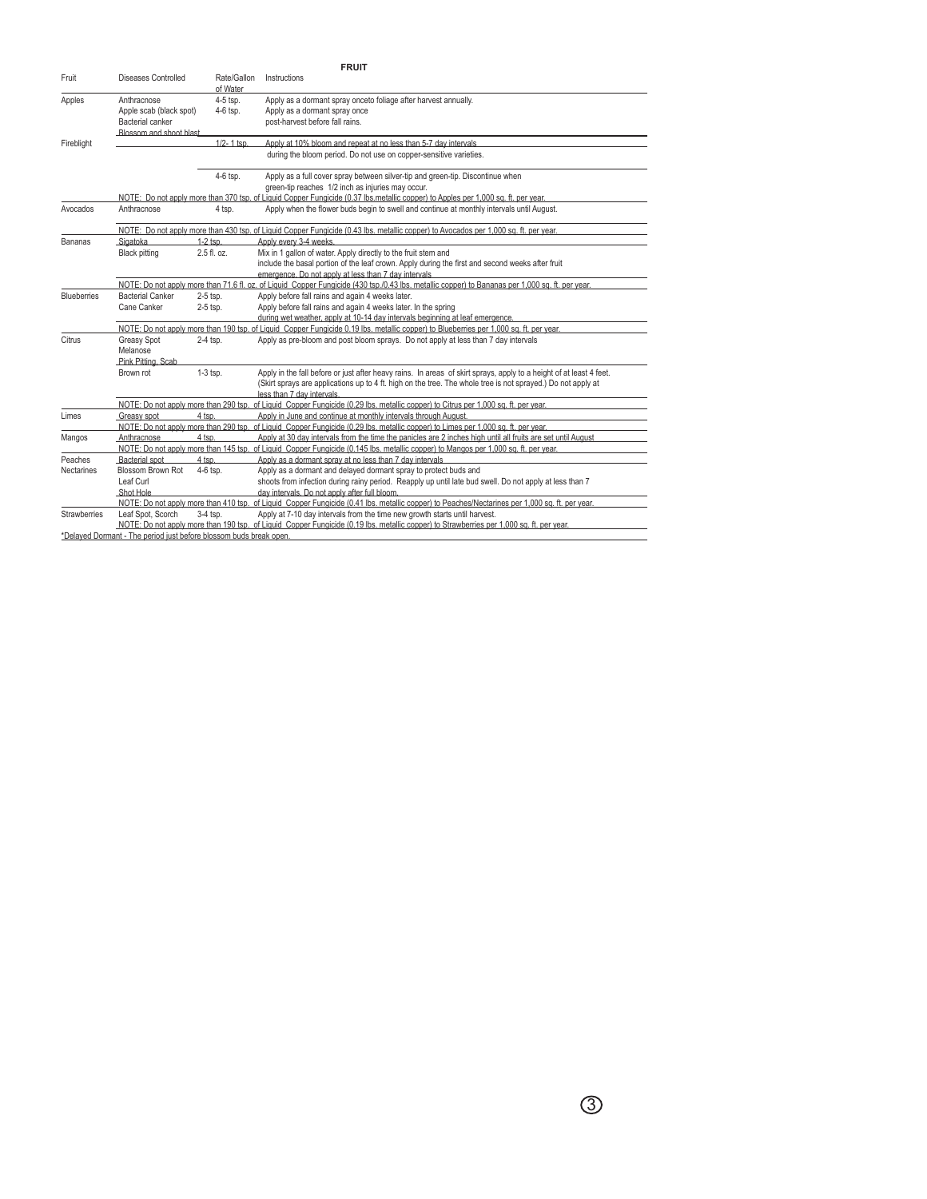## FRUIT

| Fruit | Diseases Controlled | Rate/Gallon of Water | Instructions |
|---|---|---|---|
| Apples | Anthracnose | 4-5 tsp. | Apply as a dormant spray onceto foliage after harvest annually. |
| | Apple scab (black spot) | 4-6 tsp. | Apply as a dormant spray once |
| | Bacterial canker | | post-harvest before fall rains. |
| | Blossom and shoot blast | | |
| Fireblight | | 1/2- 1 tsp. | Apply at 10% bloom and repeat at no less than 5-7 day intervals during the bloom period. Do not use on copper-sensitive varieties. |
| | | 4-6 tsp. | Apply as a full cover spray between silver-tip and green-tip. Discontinue when green-tip reaches 1/2 inch as injuries may occur. |
| | NOTE: Do not apply more than 370 tsp. of Liquid Copper Fungicide (0.37 lbs.metallic copper) to Apples per 1,000 sq. ft. per year. | | |
| Avocados | Anthracnose | 4 tsp. | Apply when the flower buds begin to swell and continue at monthly intervals until August. |
| | NOTE: Do not apply more than 430 tsp. of Liquid Copper Fungicide (0.43 lbs. metallic copper) to Avocados per 1,000 sq. ft. per year. | | |
| Bananas | Sigatoka | 1-2 tsp. | Apply every 3-4 weeks. |
| | Black pitting | 2.5 fl. oz. | Mix in 1 gallon of water. Apply directly to the fruit stem and include the basal portion of the leaf crown. Apply during the first and second weeks after fruit emergence. Do not apply at less than 7 day intervals |
| | NOTE: Do not apply more than 71.6 fl. oz. of Liquid Copper Fungicide (430 tsp./0.43 lbs. metallic copper) to Bananas per 1,000 sq. ft. per year. | | |
| Blueberries | Bacterial Canker | 2-5 tsp. | Apply before fall rains and again 4 weeks later. |
| | Cane Canker | 2-5 tsp. | Apply before fall rains and again 4 weeks later. In the spring during wet weather, apply at 10-14 day intervals beginning at leaf emergence. |
| | NOTE: Do not apply more than 190 tsp. of Liquid Copper Fungicide 0.19 lbs. metallic copper) to Blueberries per 1,000 sq. ft. per year. | | |
| Citrus | Greasy Spot<br>Melanose<br>Pink Pitting, Scab | 2-4 tsp. | Apply as pre-bloom and post bloom sprays. Do not apply at less than 7 day intervals |
| | Brown rot | 1-3 tsp. | Apply in the fall before or just after heavy rains. In areas of skirt sprays, apply to a height of at least 4 feet. (Skirt sprays are applications up to 4 ft. high on the tree. The whole tree is not sprayed.) Do not apply at less than 7 day intervals. |
| | NOTE: Do not apply more than 290 tsp. of Liquid Copper Fungicide (0.29 lbs. metallic copper) to Citrus per 1,000 sq. ft. per year. | | |
| Limes | Greasy spot | 4 tsp. | Apply in June and continue at monthly intervals through August. |
| | NOTE: Do not apply more than 290 tsp. of Liquid Copper Fungicide (0.29 lbs. metallic copper) to Limes per 1,000 sq. ft. per year. | | |
| Mangos | Anthracnose | 4 tsp. | Apply at 30 day intervals from the time the panicles are 2 inches high until all fruits are set until August |
| | NOTE: Do not apply more than 145 tsp. of Liquid Copper Fungicide (0.145 lbs. metallic copper) to Mangos per 1,000 sq. ft. per year. | | |
| Peaches | Bacterial spot | 4 tsp. | Apply as a dormant spray at no less than 7 day intervals |
| Nectarines | Blossom Brown Rot<br>Leaf Curl<br>Shot Hole | 4-6 tsp. | Apply as a dormant and delayed dormant spray to protect buds and shoots from infection during rainy period. Reapply up until late bud swell. Do not apply at less than 7 day intervals. Do not apply after full bloom. |
| | NOTE: Do not apply more than 410 tsp. of Liquid Copper Fungicide (0.41 lbs. metallic copper) to Peaches/Nectarines per 1,000 sq. ft. per year. | | |
| Strawberries | Leaf Spot, Scorch | 3-4 tsp. | Apply at 7-10 day intervals from the time new growth starts until harvest. |
| | NOTE: Do not apply more than 190 tsp. of Liquid Copper Fungicide (0.19 lbs. metallic copper) to Strawberries per 1,000 sq. ft. per year. | | |

*Delayed Dormant - The period just before blossom buds break open.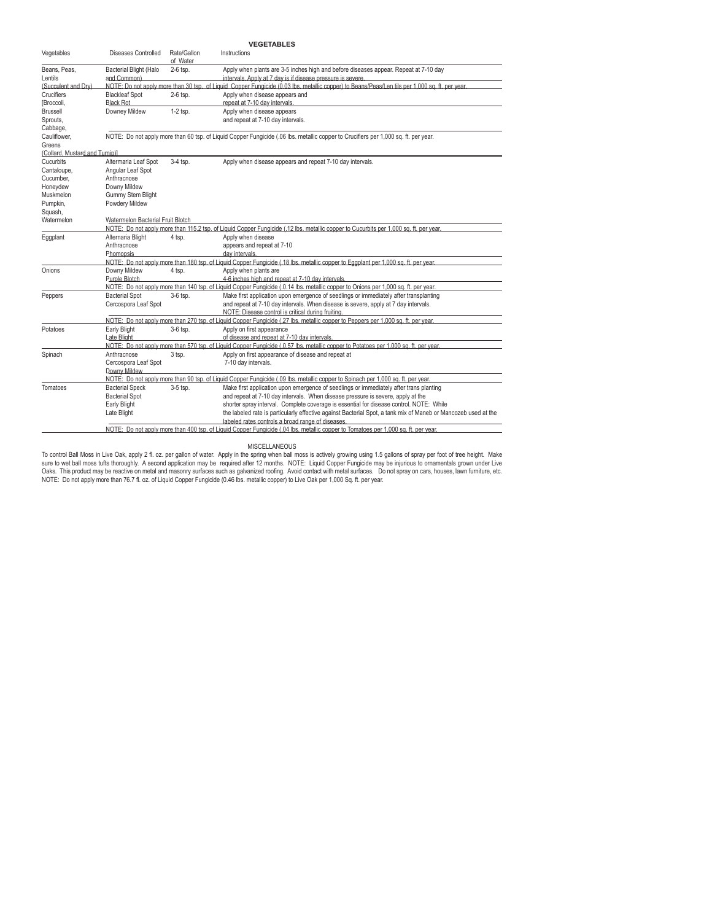## VEGETABLES

| Vegetables | Diseases Controlled | Rate/Gallon of Water | Instructions |
|---|---|---|---|
| Beans, Peas, Lentils (Succulent and Dry) | Bacterial Blight (Halo and Common) | 2-6 tsp. | Apply when plants are 3-5 inches high and before diseases appear. Repeat at 7-10 day intervals. Apply at 7 day is if disease pressure is severe. |
| | NOTE: Do not apply more than 30 tsp. of Liquid Copper Fungicide (0.03 lbs. metallic copper) to Beans/Peas/Len tils per 1,000 sq. ft. per year. | | |
| Crucifiers [Broccoli, Brussell Sprouts, Cabbage, Cauliflower, Greens (Collard, Mustard and Turnip)] | Blackleaf Spot<br>Black Rot | 2-6 tsp. | Apply when disease appears and repeat at 7-10 day intervals. |
| | Downey Mildew | 1-2 tsp. | Apply when disease appears and repeat at 7-10 day intervals. |
| | NOTE: Do not apply more than 60 tsp. of Liquid Copper Fungicide (.06 lbs. metallic copper to Crucifiers per 1,000 sq. ft. per year. | | |
| Cucurbits Cantaloupe, Cucumber, Honeydew Muskmelon Pumpkin, Squash, Watermelon | Altermaria Leaf Spot<br>Angular Leaf Spot<br>Anthracnose<br>Downy Mildew<br>Gummy Stem Blight<br>Powdery Mildew<br>Watermelon Bacterial Fruit Blotch | 3-4 tsp. | Apply when disease appears and repeat 7-10 day intervals. |
| | NOTE: Do not apply more than 115.2 tsp. of Liquid Copper Fungicide (.12 lbs. metallic copper to Cucurbits per 1,000 sq. ft. per year. | | |
| Eggplant | Alternaria Blight<br>Anthracnose<br>Phomopsis | 4 tsp. | Apply when disease appears and repeat at 7-10 day intervals. |
| | NOTE: Do not apply more than 180 tsp. of Liquid Copper Fungicide (.18 lbs. metallic copper to Eggplant per 1,000 sq. ft. per year. | | |
| Onions | Downy Mildew<br>Purple Blotch | 4 tsp. | Apply when plants are 4-6 inches high and repeat at 7-10 day intervals. |
| | NOTE: Do not apply more than 140 tsp. of Liquid Copper Fungicide (.0.14 lbs. metallic copper to Onions per 1,000 sq. ft. per year. | | |
| Peppers | Bacterial Spot<br>Cercospora Leaf Spot | 3-6 tsp. | Make first application upon emergence of seedlings or immediately after transplanting and repeat at 7-10 day intervals. When disease is severe, apply at 7 day intervals. NOTE: Disease control is critical during fruiting. |
| | NOTE: Do not apply more than 270 tsp. of Liquid Copper Fungicide (.27 lbs. metallic copper to Peppers per 1,000 sq. ft. per year. | | |
| Potatoes | Early Blight<br>Late Blight | 3-6 tsp. | Apply on first appearance of disease and repeat at 7-10 day intervals. |
| | NOTE: Do not apply more than 570 tsp. of Liquid Copper Fungicide (.0.57 lbs. metallic copper to Potatoes per 1,000 sq. ft. per year. | | |
| Spinach | Anthracnose<br>Cercospora Leaf Spot<br>Downy Mildew | 3 tsp. | Apply on first appearance of disease and repeat at 7-10 day intervals. |
| | NOTE: Do not apply more than 90 tsp. of Liquid Copper Fungicide (.09 lbs. metallic copper to Spinach per 1,000 sq. ft. per year. | | |
| Tomatoes | Bacterial Speck<br>Bacterial Spot<br>Early Blight<br>Late Blight | 3-5 tsp. | Make first application upon emergence of seedlings or immediately after trans planting and repeat at 7-10 day intervals. When disease pressure is severe, apply at the shorter spray interval. Complete coverage is essential for disease control. NOTE: While the labeled rate is particularly effective against Bacterial Spot, a tank mix of Maneb or Mancozeb used at the labeled rates controls a broad range of diseases. |
| | NOTE: Do not apply more than 400 tsp. of Liquid Copper Fungicide (.04 lbs. metallic copper to Tomatoes per 1,000 sq. ft. per year. | | |

### MISCELLANEOUS

To control Ball Moss in Live Oak, apply 2 fl. oz. per gallon of water. Apply in the spring when ball moss is actively growing using 1.5 gallons of spray per foot of tree height. Make sure to wet ball moss tufts thoroughly. A second application may be required after 12 months. NOTE: Liquid Copper Fungicide may be injurious to ornamentals grown under Live Oaks. This product may be reactive on metal and masonry surfaces such as galvanized roofing. Avoid contact with metal surfaces. Do not spray on cars, houses, lawn furniture, etc. NOTE: Do not apply more than 76.7 fl. oz. of Liquid Copper Fungicide (0.46 lbs. metallic copper) to Live Oak per 1,000 Sq. ft. per year.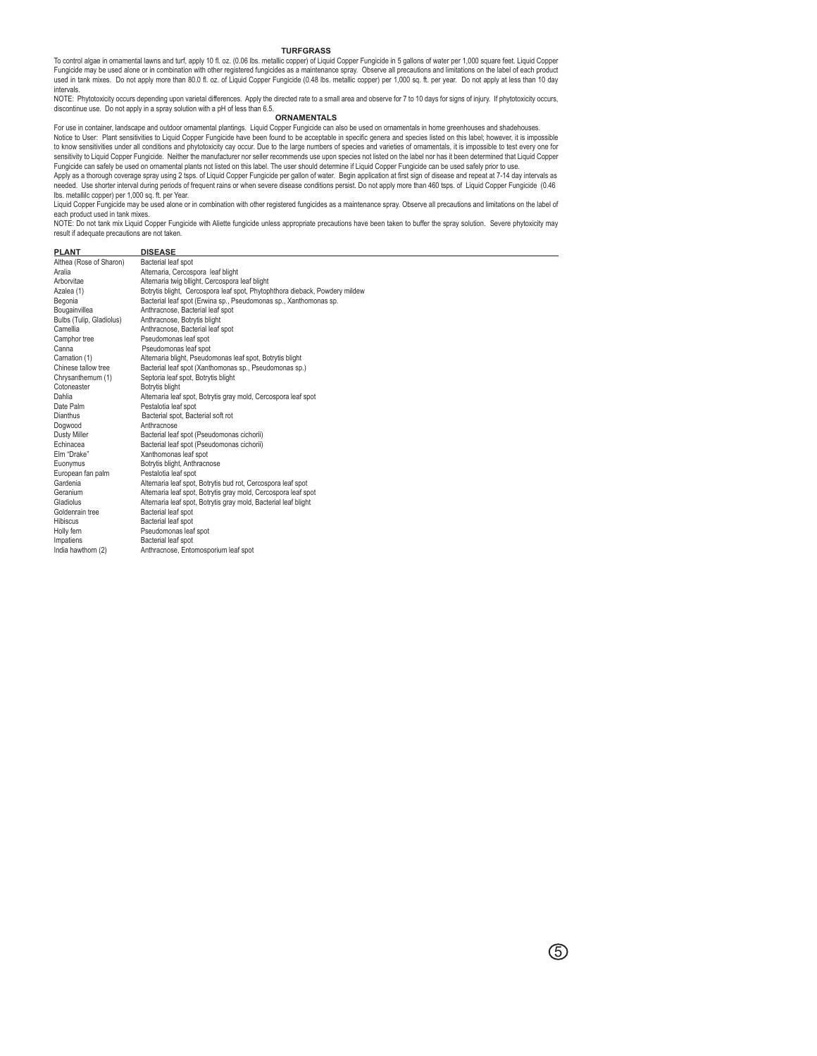## TURFGRASS

To control algae in ornamental lawns and turf, apply 10 fl. oz. (0.06 lbs. metallic copper) of Liquid Copper Fungicide in 5 gallons of water per 1,000 square feet. Liquid Copper Fungicide may be used alone or in combination with other registered fungicides as a maintenance spray. Observe all precautions and limitations on the label of each product used in tank mixes. Do not apply more than 80.0 fl. oz. of Liquid Copper Fungicide (0.48 lbs. metallic copper) per 1,000 sq. ft. per year. Do not apply at less than 10 day intervals.

NOTE: Phytotoxicity occurs depending upon varietal differences. Apply the directed rate to a small area and observe for 7 to 10 days for signs of injury. If phytotoxicity occurs, discontinue use. Do not apply in a spray solution with a pH of less than 6.5.

## ORNAMENTALS

For use in container, landscape and outdoor ornamental plantings. Liquid Copper Fungicide can also be used on ornamentals in home greenhouses and shadehouses.

Notice to User: Plant sensitivities to Liquid Copper Fungicide have been found to be acceptable in specific genera and species listed on this label; however, it is impossible to know sensitivities under all conditions and phytotoxicity cay occur. Due to the large numbers of species and varieties of ornamentals, it is impossible to test every one for sensitivity to Liquid Copper Fungicide. Neither the manufacturer nor seller recommends use upon species not listed on the label nor has it been determined that Liquid Copper Fungicide can safely be used on ornamental plants not listed on this label. The user should determine if Liquid Copper Fungicide can be used safely prior to use.

Apply as a thorough coverage spray using 2 tsps. of Liquid Copper Fungicide per gallon of water. Begin application at first sign of disease and repeat at 7-14 day intervals as needed. Use shorter interval during periods of frequent rains or when severe disease conditions persist. Do not apply more than 460 tsps. of Liquid Copper Fungicide (0.46 lbs. metallilc copper) per 1,000 sq. ft. per Year.

Liquid Copper Fungicide may be used alone or in combination with other registered fungicides as a maintenance spray. Observe all precautions and limitations on the label of each product used in tank mixes.

NOTE: Do not tank mix Liquid Copper Fungicide with Aliette fungicide unless appropriate precautions have been taken to buffer the spray solution. Severe phytoxicity may result if adequate precautions are not taken.

| PLANT | DISEASE |
|---|---|
| Althea (Rose of Sharon) | Bacterial leaf spot |
| Aralia | Alternaria, Cercospora leaf blight |
| Arborvitae | Alternaria twig bllight, Cercospora leaf blight |
| Azalea (1) | Botrytis blight, Cercospora leaf spot, Phytophthora dieback, Powdery mildew |
| Begonia | Bacterial leaf spot (Erwina sp., Pseudomonas sp., Xanthomonas sp. |
| Bougainvillea | Anthracnose, Bacterial leaf spot |
| Bulbs (Tulip, Gladiolus) | Anthracnose, Botrytis blight |
| Camellia | Anthracnose, Bacterial leaf spot |
| Camphor tree | Pseudomonas leaf spot |
| Canna | Pseudomonas leaf spot |
| Carnation (1) | Alternaria blight, Pseudomonas leaf spot, Botrytis blight |
| Chinese tallow tree | Bacterial leaf spot (Xanthomonas sp., Pseudomonas sp.) |
| Chrysanthemum (1) | Septoria leaf spot, Botrytis blight |
| Cotoneaster | Botrytis blight |
| Dahlia | Alternaria leaf spot, Botrytis gray mold, Cercospora leaf spot |
| Date Palm | Pestalotia leaf spot |
| Dianthus | Bacterial spot, Bacterial soft rot |
| Dogwood | Anthracnose |
| Dusty Miller | Bacterial leaf spot (Pseudomonas cichorii) |
| Echinacea | Bacterial leaf spot (Pseudomonas cichorii) |
| Elm "Drake" | Xanthomonas leaf spot |
| Euonymus | Botrytis blight, Anthracnose |
| European fan palm | Pestalotia leaf spot |
| Gardenia | Alternaria leaf spot, Botrytis bud rot, Cercospora leaf spot |
| Geranium | Alternaria leaf spot, Botrytis gray mold, Cercospora leaf spot |
| Gladiolus | Alternaria leaf spot, Botrytis gray mold, Bacterial leaf blight |
| Goldenrain tree | Bacterial leaf spot |
| Hibiscus | Bacterial leaf spot |
| Holly fern | Pseudomonas leaf spot |
| Impatiens | Bacterial leaf spot |
| India hawthorn (2) | Anthracnose, Entomosporium leaf spot |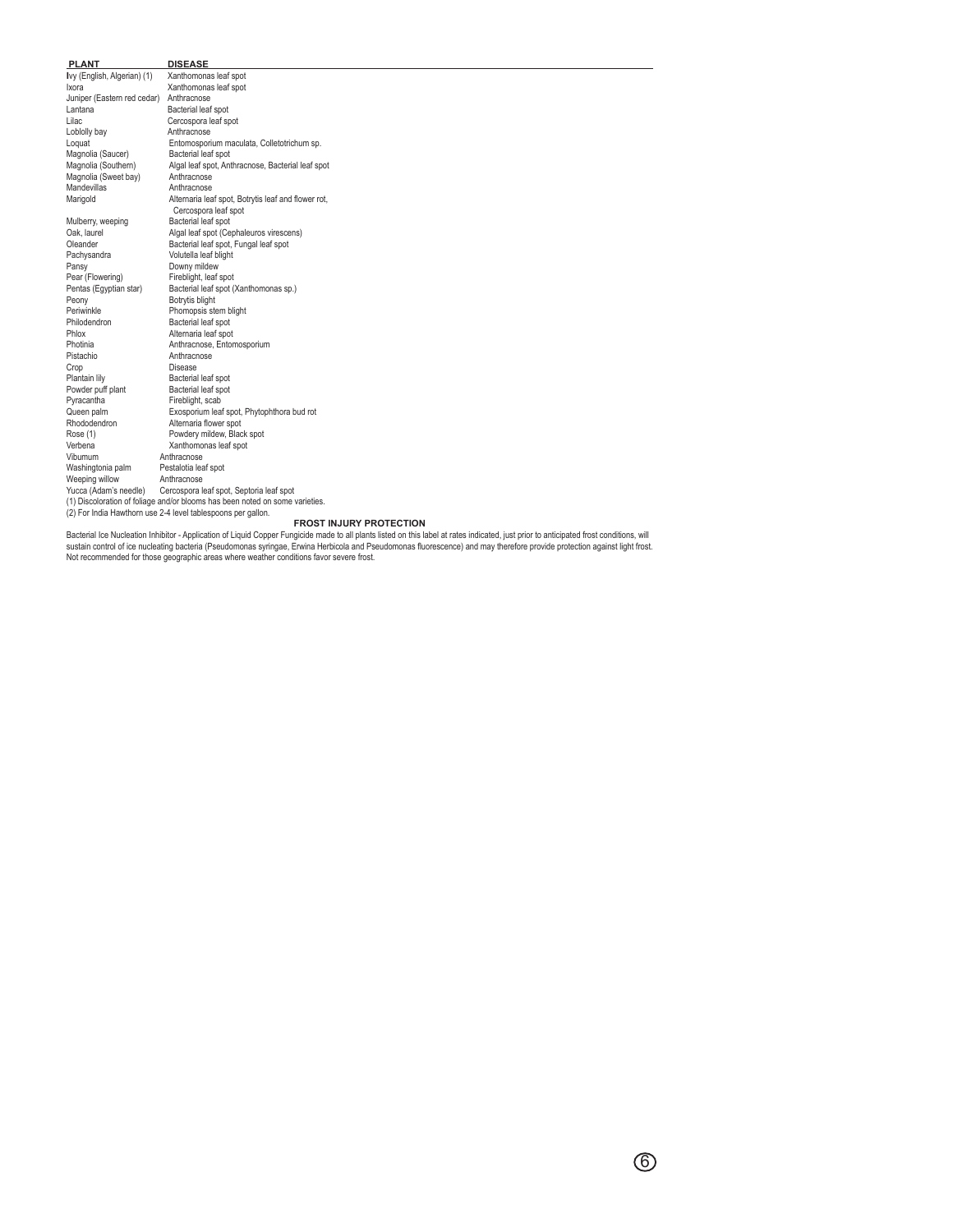| PLANT | DISEASE |
| --- | --- |
| Ivy (English, Algerian) (1) | Xanthomonas leaf spot |
| Ixora | Xanthomonas leaf spot |
| Juniper (Eastern red cedar) | Anthracnose |
| Lantana | Bacterial leaf spot |
| Lilac | Cercospora leaf spot |
| Loblolly bay | Anthracnose |
| Loquat | Entomosporium maculata, Colletotrichum sp. |
| Magnolia (Saucer) | Bacterial leaf spot |
| Magnolia (Southern) | Algal leaf spot, Anthracnose, Bacterial leaf spot |
| Magnolia (Sweet bay) | Anthracnose |
| Mandevillas | Anthracnose |
| Marigold | Alternaria leaf spot, Botrytis leaf and flower rot, Cercospora leaf spot |
| Mulberry, weeping | Bacterial leaf spot |
| Oak, laurel | Algal leaf spot (Cephaleuros virescens) |
| Oleander | Bacterial leaf spot, Fungal leaf spot |
| Pachysandra | Volutella leaf blight |
| Pansy | Downy mildew |
| Pear (Flowering) | Fireblight, leaf spot |
| Pentas (Egyptian star) | Bacterial leaf spot (Xanthomonas sp.) |
| Peony | Botrytis blight |
| Periwinkle | Phomopsis stem blight |
| Philodendron | Bacterial leaf spot |
| Phlox | Alternaria leaf spot |
| Photinia | Anthracnose, Entomosporium |
| Pistachio | Anthracnose |
| Crop | Disease |
| Plantain lily | Bacterial leaf spot |
| Powder puff plant | Bacterial leaf spot |
| Pyracantha | Fireblight, scab |
| Queen palm | Exosporium leaf spot, Phytophthora bud rot |
| Rhododendron | Alternaria flower spot |
| Rose (1) | Powdery mildew, Black spot |
| Verbena | Xanthomonas leaf spot |
| Vibumum | Anthracnose |
| Washingtonia palm | Pestalotia leaf spot |
| Weeping willow | Anthracnose |
| Yucca (Adam's needle) | Cercospora leaf spot, Septoria leaf spot |

(1) Discoloration of foliage and/or blooms has been noted on some varieties.

(2) For India Hawthorn use 2-4 level tablespoons per gallon.

**FROST INJURY PROTECTION**

Bacterial Ice Nucleation Inhibitor - Application of Liquid Copper Fungicide made to all plants listed on this label at rates indicated, just prior to anticipated frost conditions, will sustain control of ice nucleating bacteria (Pseudomonas syringae, Erwina Herbicola and Pseudomonas fluorescence) and may therefore provide protection against light frost. Not recommended for those geographic areas where weather conditions favor severe frost.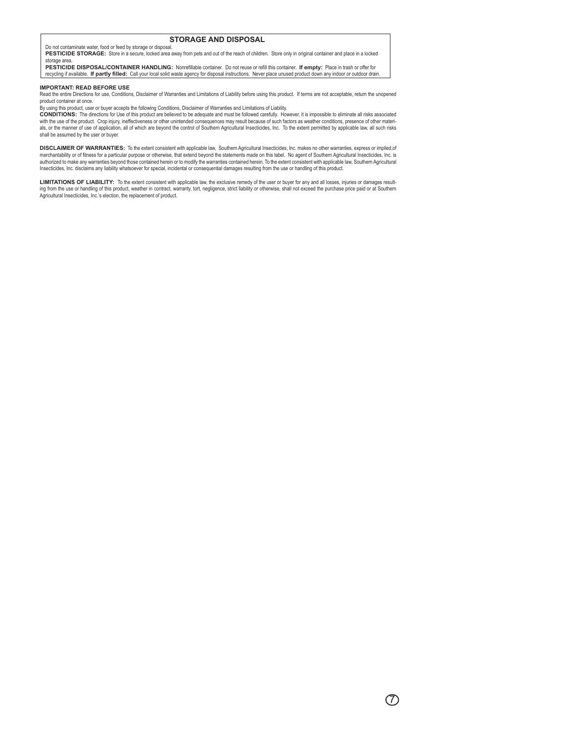## STORAGE AND DISPOSAL

Do not contaminate water, food or feed by storage or disposal.

**PESTICIDE STORAGE:** Store in a secure, locked area away from pets and out of the reach of children. Store only in original container and place in a locked storage area.

**PESTICIDE DISPOSAL/CONTAINER HANDLING:** Nonrefillable container. Do not reuse or refill this container. **If empty:** Place in trash or offer for recycling if available. **If partly filled:** Call your local solid waste agency for disposal instructions. Never place unused product down any indoor or outdoor drain.

### IMPORTANT: READ BEFORE USE

Read the entire Directions for use, Conditions, Disclaimer of Warranties and Limitations of Liability before using this product. If terms are not acceptable, return the unopened product container at once.

By using this product, user or buyer accepts the following Conditions, Disclaimer of Warranties and Limitations of Liability.

**CONDITIONS:** The directions for Use of this product are believed to be adequate and must be followed carefully. However, it is impossible to eliminate all risks associated with the use of the product. Crop injury, ineffectiveness or other unintended consequences may result because of such factors as weather conditions, presence of other materials, or the manner of use of application, all of which are beyond the control of Southern Agricultural Insecticides, Inc. To the extent permitted by applicable law, all such risks shall be assumed by the user or buyer.

**DISCLAIMER OF WARRANTIES:** To the extent consistent with applicable law, Southern Agricultural Insecticides, Inc. makes no other warranties, express or implied,of merchantability or of fitness for a particular purpose or otherwise, that extend beyond the statements made on this label. No agent of Southern Agricultural Insecticides, Inc. is authorized to make any warranties beyond those contained herein or to modify the warranties contained herein. To the extent consistent with applicable law, Southern Agricultural Insecticides, Inc. disclaims any liability whatsoever for special, incidental or consequential damages resulting from the use or handling of this product.

**LIMITATIONS OF LIABILITY:** To the extent consistent with applicable law, the exclusive remedy of the user or buyer for any and all losses, injuries or damages resulting from the use or handling of this product, weather in contract, warranty, tort, negligence, strict liability or otherwise, shall not exceed the purchase price paid or at Southern Agricultural Insecticides, Inc.'s election, the replacement of product.